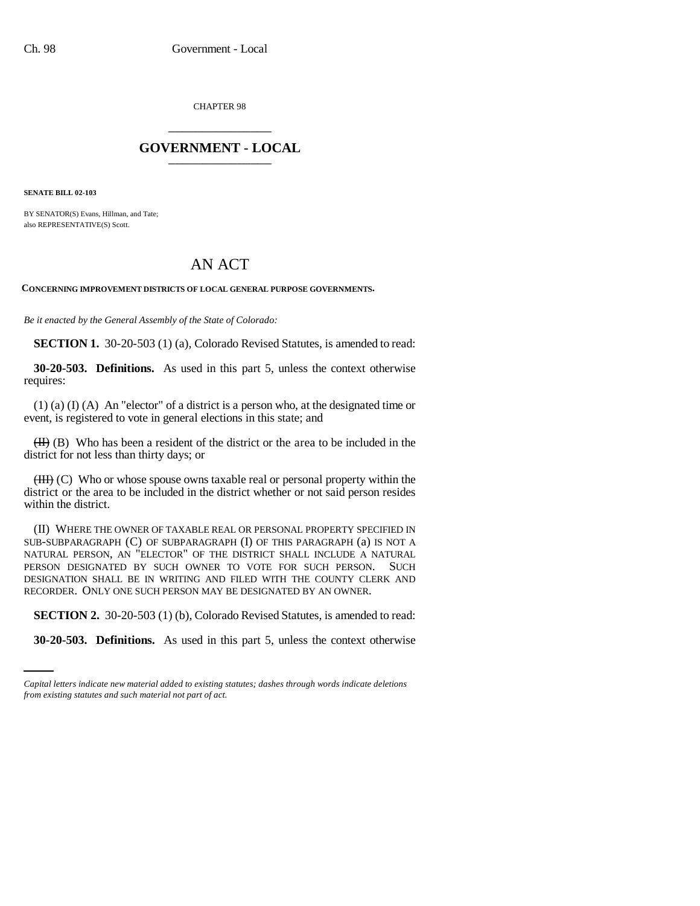CHAPTER 98

# GOVERNMENT - LOCAL

**SENATE BILL 02-103**

BY SENATOR(S) Evans, Hillman, and Tate;
also REPRESENTATIVE(S) Scott.

# AN ACT

**CONCERNING IMPROVEMENT DISTRICTS OF LOCAL GENERAL PURPOSE GOVERNMENTS.**

*Be it enacted by the General Assembly of the State of Colorado:*

**SECTION 1.** 30-20-503 (1) (a), Colorado Revised Statutes, is amended to read:

**30-20-503. Definitions.** As used in this part 5, unless the context otherwise requires:

(1) (a) (I) (A) An "elector" of a district is a person who, at the designated time or event, is registered to vote in general elections in this state; and

~~(II)~~ (B) Who has been a resident of the district or the area to be included in the district for not less than thirty days; or

~~(III)~~ (C) Who or whose spouse owns taxable real or personal property within the district or the area to be included in the district whether or not said person resides within the district.

(II) WHERE THE OWNER OF TAXABLE REAL OR PERSONAL PROPERTY SPECIFIED IN SUB-SUBPARAGRAPH (C) OF SUBPARAGRAPH (I) OF THIS PARAGRAPH (a) IS NOT A NATURAL PERSON, AN "ELECTOR" OF THE DISTRICT SHALL INCLUDE A NATURAL PERSON DESIGNATED BY SUCH OWNER TO VOTE FOR SUCH PERSON. SUCH DESIGNATION SHALL BE IN WRITING AND FILED WITH THE COUNTY CLERK AND RECORDER. ONLY ONE SUCH PERSON MAY BE DESIGNATED BY AN OWNER.

**SECTION 2.** 30-20-503 (1) (b), Colorado Revised Statutes, is amended to read:

**30-20-503. Definitions.** As used in this part 5, unless the context otherwise

*Capital letters indicate new material added to existing statutes; dashes through words indicate deletions from existing statutes and such material not part of act.*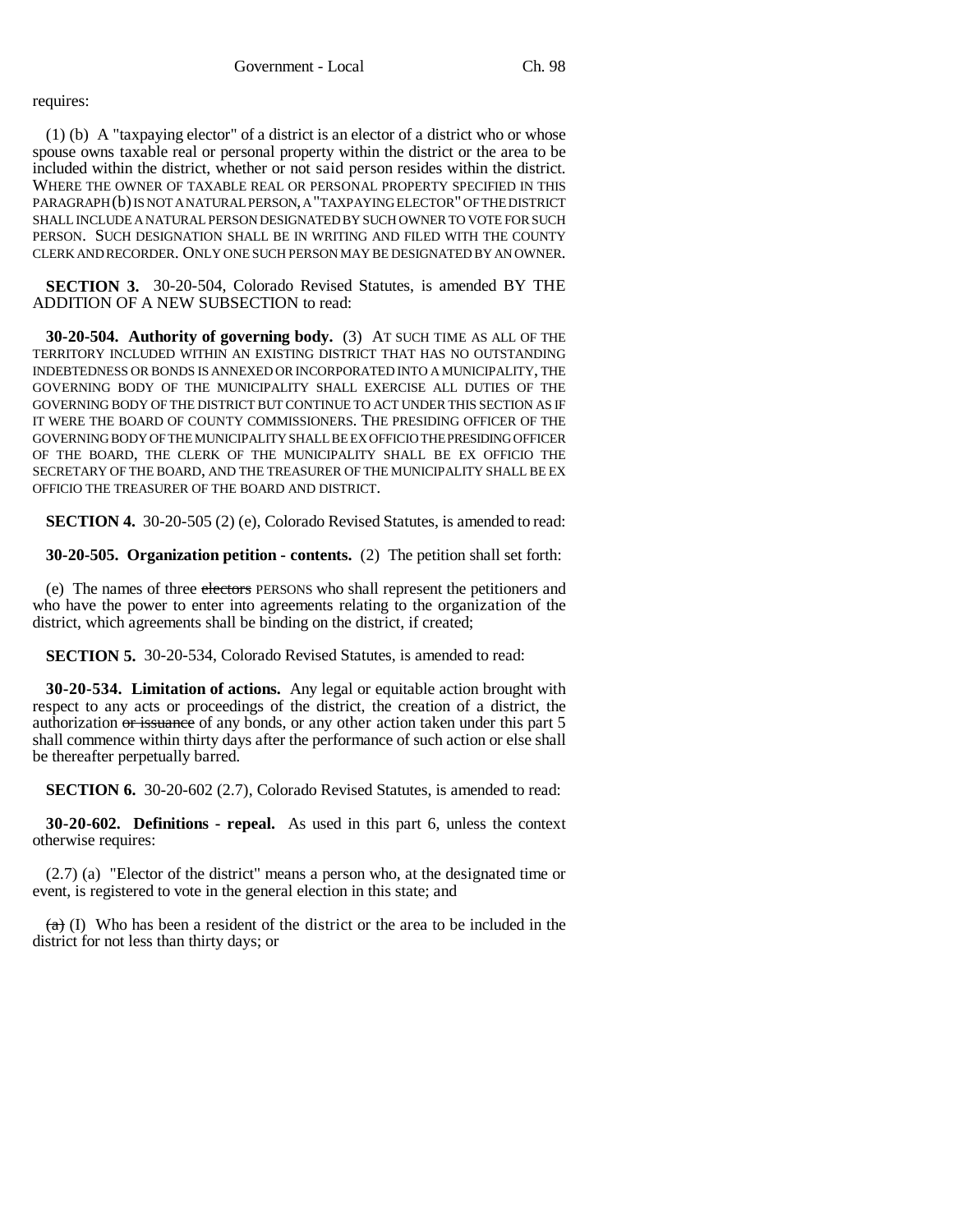requires:

(1) (b) A "taxpaying elector" of a district is an elector of a district who or whose spouse owns taxable real or personal property within the district or the area to be included within the district, whether or not said person resides within the district. WHERE THE OWNER OF TAXABLE REAL OR PERSONAL PROPERTY SPECIFIED IN THIS PARAGRAPH (b) IS NOT A NATURAL PERSON, A "TAXPAYING ELECTOR" OF THE DISTRICT SHALL INCLUDE A NATURAL PERSON DESIGNATED BY SUCH OWNER TO VOTE FOR SUCH PERSON. SUCH DESIGNATION SHALL BE IN WRITING AND FILED WITH THE COUNTY CLERK AND RECORDER. ONLY ONE SUCH PERSON MAY BE DESIGNATED BY AN OWNER.

**SECTION 3.** 30-20-504, Colorado Revised Statutes, is amended BY THE ADDITION OF A NEW SUBSECTION to read:

**30-20-504. Authority of governing body.** (3) AT SUCH TIME AS ALL OF THE TERRITORY INCLUDED WITHIN AN EXISTING DISTRICT THAT HAS NO OUTSTANDING INDEBTEDNESS OR BONDS IS ANNEXED OR INCORPORATED INTO A MUNICIPALITY, THE GOVERNING BODY OF THE MUNICIPALITY SHALL EXERCISE ALL DUTIES OF THE GOVERNING BODY OF THE DISTRICT BUT CONTINUE TO ACT UNDER THIS SECTION AS IF IT WERE THE BOARD OF COUNTY COMMISSIONERS. THE PRESIDING OFFICER OF THE GOVERNING BODY OF THE MUNICIPALITY SHALL BE EX OFFICIO THE PRESIDING OFFICER OF THE BOARD, THE CLERK OF THE MUNICIPALITY SHALL BE EX OFFICIO THE SECRETARY OF THE BOARD, AND THE TREASURER OF THE MUNICIPALITY SHALL BE EX OFFICIO THE TREASURER OF THE BOARD AND DISTRICT.

**SECTION 4.** 30-20-505 (2) (e), Colorado Revised Statutes, is amended to read:

**30-20-505. Organization petition - contents.** (2) The petition shall set forth:

(e) The names of three ~~electors~~ PERSONS who shall represent the petitioners and who have the power to enter into agreements relating to the organization of the district, which agreements shall be binding on the district, if created;

**SECTION 5.** 30-20-534, Colorado Revised Statutes, is amended to read:

**30-20-534. Limitation of actions.** Any legal or equitable action brought with respect to any acts or proceedings of the district, the creation of a district, the authorization ~~or issuance~~ of any bonds, or any other action taken under this part 5 shall commence within thirty days after the performance of such action or else shall be thereafter perpetually barred.

**SECTION 6.** 30-20-602 (2.7), Colorado Revised Statutes, is amended to read:

**30-20-602. Definitions - repeal.** As used in this part 6, unless the context otherwise requires:

(2.7) (a) "Elector of the district" means a person who, at the designated time or event, is registered to vote in the general election in this state; and

~~(a)~~ (I) Who has been a resident of the district or the area to be included in the district for not less than thirty days; or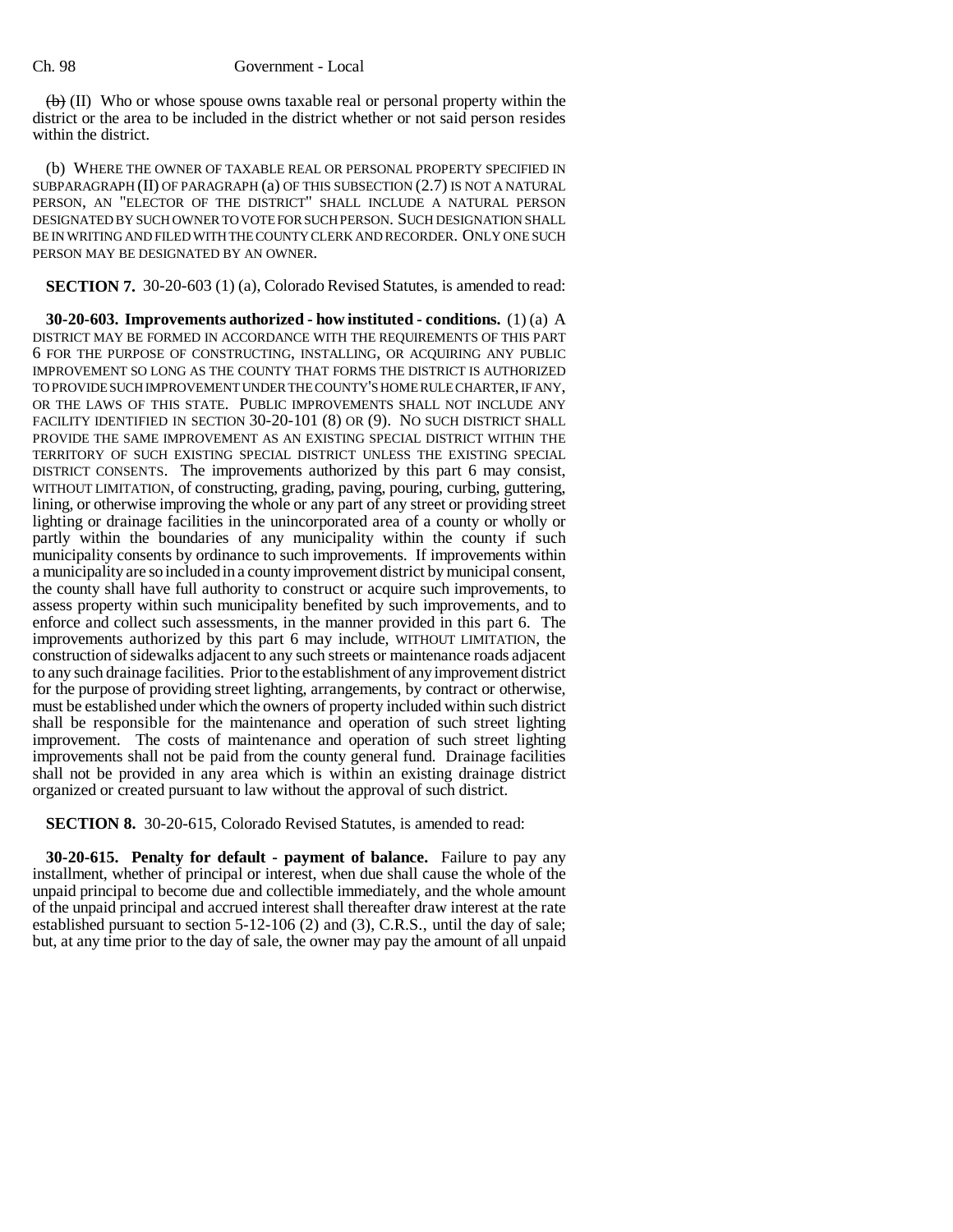~~(b)~~ (II) Who or whose spouse owns taxable real or personal property within the district or the area to be included in the district whether or not said person resides within the district.

(b) WHERE THE OWNER OF TAXABLE REAL OR PERSONAL PROPERTY SPECIFIED IN SUBPARAGRAPH (II) OF PARAGRAPH (a) OF THIS SUBSECTION (2.7) IS NOT A NATURAL PERSON, AN "ELECTOR OF THE DISTRICT" SHALL INCLUDE A NATURAL PERSON DESIGNATED BY SUCH OWNER TO VOTE FOR SUCH PERSON. SUCH DESIGNATION SHALL BE IN WRITING AND FILED WITH THE COUNTY CLERK AND RECORDER. ONLY ONE SUCH PERSON MAY BE DESIGNATED BY AN OWNER.

**SECTION 7.** 30-20-603 (1) (a), Colorado Revised Statutes, is amended to read:

**30-20-603. Improvements authorized - how instituted - conditions.** (1) (a) A DISTRICT MAY BE FORMED IN ACCORDANCE WITH THE REQUIREMENTS OF THIS PART 6 FOR THE PURPOSE OF CONSTRUCTING, INSTALLING, OR ACQUIRING ANY PUBLIC IMPROVEMENT SO LONG AS THE COUNTY THAT FORMS THE DISTRICT IS AUTHORIZED TO PROVIDE SUCH IMPROVEMENT UNDER THE COUNTY'S HOME RULE CHARTER, IF ANY, OR THE LAWS OF THIS STATE. PUBLIC IMPROVEMENTS SHALL NOT INCLUDE ANY FACILITY IDENTIFIED IN SECTION 30-20-101 (8) OR (9). NO SUCH DISTRICT SHALL PROVIDE THE SAME IMPROVEMENT AS AN EXISTING SPECIAL DISTRICT WITHIN THE TERRITORY OF SUCH EXISTING SPECIAL DISTRICT UNLESS THE EXISTING SPECIAL DISTRICT CONSENTS. The improvements authorized by this part 6 may consist, WITHOUT LIMITATION, of constructing, grading, paving, pouring, curbing, guttering, lining, or otherwise improving the whole or any part of any street or providing street lighting or drainage facilities in the unincorporated area of a county or wholly or partly within the boundaries of any municipality within the county if such municipality consents by ordinance to such improvements. If improvements within a municipality are so included in a county improvement district by municipal consent, the county shall have full authority to construct or acquire such improvements, to assess property within such municipality benefited by such improvements, and to enforce and collect such assessments, in the manner provided in this part 6. The improvements authorized by this part 6 may include, WITHOUT LIMITATION, the construction of sidewalks adjacent to any such streets or maintenance roads adjacent to any such drainage facilities. Prior to the establishment of any improvement district for the purpose of providing street lighting, arrangements, by contract or otherwise, must be established under which the owners of property included within such district shall be responsible for the maintenance and operation of such street lighting improvement. The costs of maintenance and operation of such street lighting improvements shall not be paid from the county general fund. Drainage facilities shall not be provided in any area which is within an existing drainage district organized or created pursuant to law without the approval of such district.

**SECTION 8.** 30-20-615, Colorado Revised Statutes, is amended to read:

**30-20-615. Penalty for default - payment of balance.** Failure to pay any installment, whether of principal or interest, when due shall cause the whole of the unpaid principal to become due and collectible immediately, and the whole amount of the unpaid principal and accrued interest shall thereafter draw interest at the rate established pursuant to section 5-12-106 (2) and (3), C.R.S., until the day of sale; but, at any time prior to the day of sale, the owner may pay the amount of all unpaid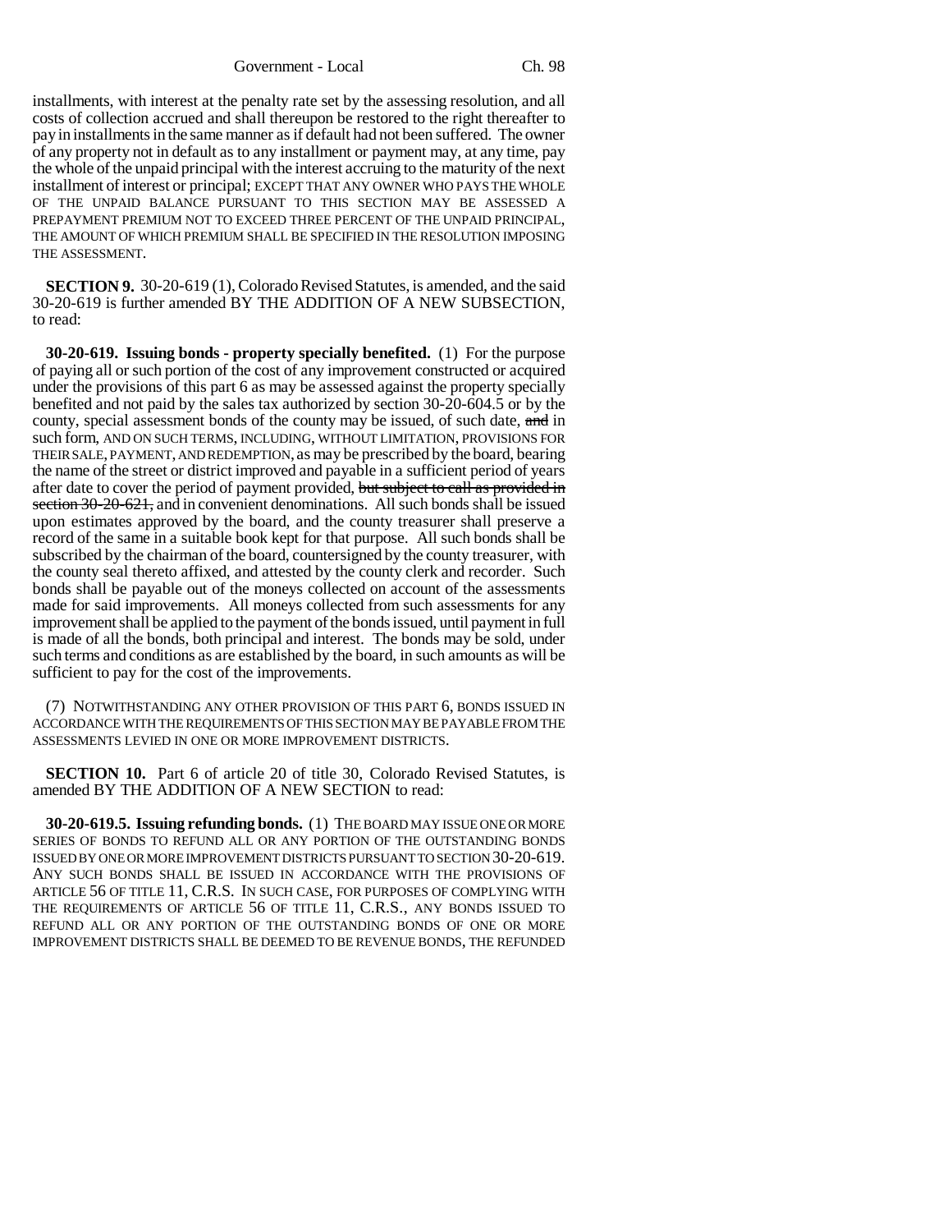installments, with interest at the penalty rate set by the assessing resolution, and all costs of collection accrued and shall thereupon be restored to the right thereafter to pay in installments in the same manner as if default had not been suffered. The owner of any property not in default as to any installment or payment may, at any time, pay the whole of the unpaid principal with the interest accruing to the maturity of the next installment of interest or principal; EXCEPT THAT ANY OWNER WHO PAYS THE WHOLE OF THE UNPAID BALANCE PURSUANT TO THIS SECTION MAY BE ASSESSED A PREPAYMENT PREMIUM NOT TO EXCEED THREE PERCENT OF THE UNPAID PRINCIPAL, THE AMOUNT OF WHICH PREMIUM SHALL BE SPECIFIED IN THE RESOLUTION IMPOSING THE ASSESSMENT.

**SECTION 9.** 30-20-619 (1), Colorado Revised Statutes, is amended, and the said 30-20-619 is further amended BY THE ADDITION OF A NEW SUBSECTION, to read:

**30-20-619. Issuing bonds - property specially benefited.** (1) For the purpose of paying all or such portion of the cost of any improvement constructed or acquired under the provisions of this part 6 as may be assessed against the property specially benefited and not paid by the sales tax authorized by section 30-20-604.5 or by the county, special assessment bonds of the county may be issued, of such date, ~~and~~ in such form, AND ON SUCH TERMS, INCLUDING, WITHOUT LIMITATION, PROVISIONS FOR THEIR SALE, PAYMENT, AND REDEMPTION, as may be prescribed by the board, bearing the name of the street or district improved and payable in a sufficient period of years after date to cover the period of payment provided, ~~but subject to call as provided in section 30-20-621,~~ and in convenient denominations. All such bonds shall be issued upon estimates approved by the board, and the county treasurer shall preserve a record of the same in a suitable book kept for that purpose. All such bonds shall be subscribed by the chairman of the board, countersigned by the county treasurer, with the county seal thereto affixed, and attested by the county clerk and recorder. Such bonds shall be payable out of the moneys collected on account of the assessments made for said improvements. All moneys collected from such assessments for any improvement shall be applied to the payment of the bonds issued, until payment in full is made of all the bonds, both principal and interest. The bonds may be sold, under such terms and conditions as are established by the board, in such amounts as will be sufficient to pay for the cost of the improvements.

(7) NOTWITHSTANDING ANY OTHER PROVISION OF THIS PART 6, BONDS ISSUED IN ACCORDANCE WITH THE REQUIREMENTS OF THIS SECTION MAY BE PAYABLE FROM THE ASSESSMENTS LEVIED IN ONE OR MORE IMPROVEMENT DISTRICTS.

**SECTION 10.** Part 6 of article 20 of title 30, Colorado Revised Statutes, is amended BY THE ADDITION OF A NEW SECTION to read:

**30-20-619.5. Issuing refunding bonds.** (1) THE BOARD MAY ISSUE ONE OR MORE SERIES OF BONDS TO REFUND ALL OR ANY PORTION OF THE OUTSTANDING BONDS ISSUED BY ONE OR MORE IMPROVEMENT DISTRICTS PURSUANT TO SECTION 30-20-619. ANY SUCH BONDS SHALL BE ISSUED IN ACCORDANCE WITH THE PROVISIONS OF ARTICLE 56 OF TITLE 11, C.R.S. IN SUCH CASE, FOR PURPOSES OF COMPLYING WITH THE REQUIREMENTS OF ARTICLE 56 OF TITLE 11, C.R.S., ANY BONDS ISSUED TO REFUND ALL OR ANY PORTION OF THE OUTSTANDING BONDS OF ONE OR MORE IMPROVEMENT DISTRICTS SHALL BE DEEMED TO BE REVENUE BONDS, THE REFUNDED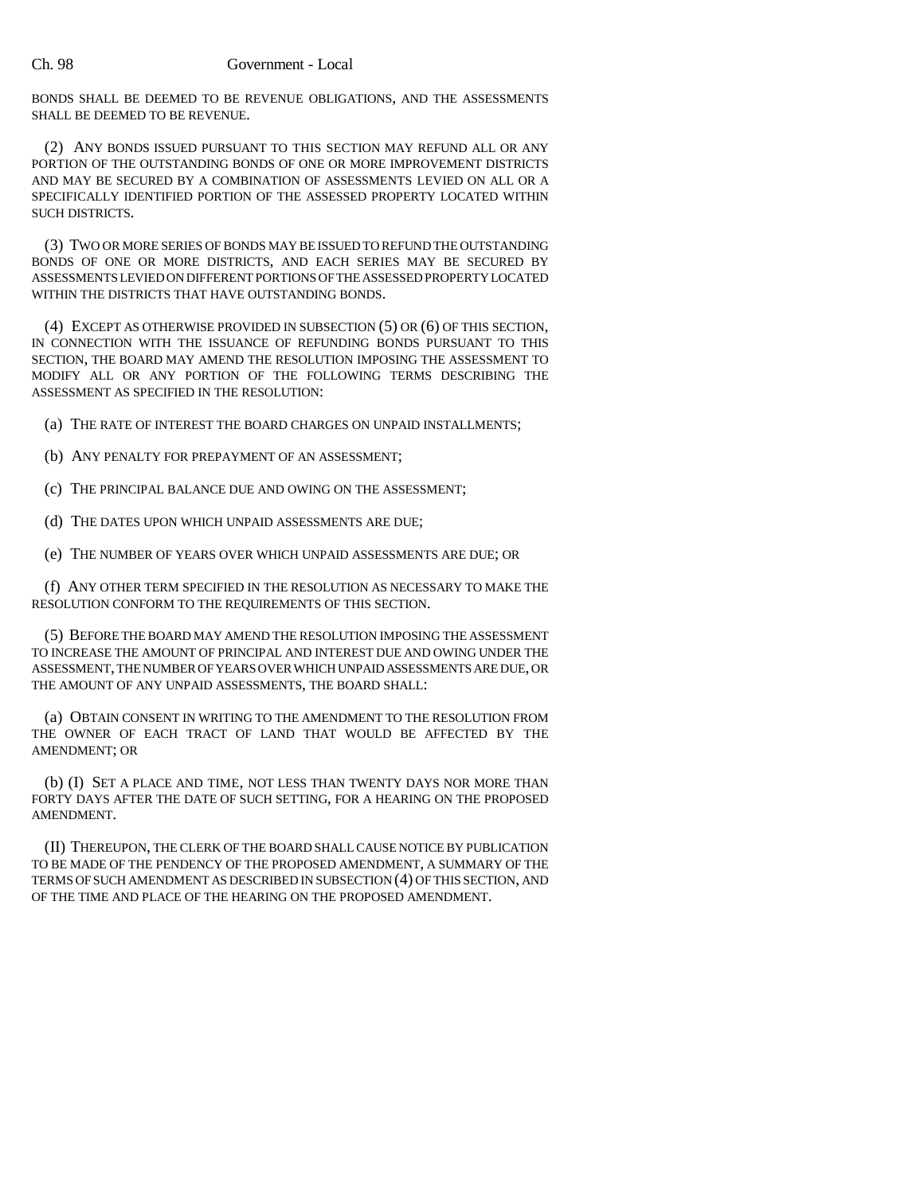BONDS SHALL BE DEEMED TO BE REVENUE OBLIGATIONS, AND THE ASSESSMENTS SHALL BE DEEMED TO BE REVENUE.

(2) ANY BONDS ISSUED PURSUANT TO THIS SECTION MAY REFUND ALL OR ANY PORTION OF THE OUTSTANDING BONDS OF ONE OR MORE IMPROVEMENT DISTRICTS AND MAY BE SECURED BY A COMBINATION OF ASSESSMENTS LEVIED ON ALL OR A SPECIFICALLY IDENTIFIED PORTION OF THE ASSESSED PROPERTY LOCATED WITHIN SUCH DISTRICTS.

(3) TWO OR MORE SERIES OF BONDS MAY BE ISSUED TO REFUND THE OUTSTANDING BONDS OF ONE OR MORE DISTRICTS, AND EACH SERIES MAY BE SECURED BY ASSESSMENTS LEVIED ON DIFFERENT PORTIONS OF THE ASSESSED PROPERTY LOCATED WITHIN THE DISTRICTS THAT HAVE OUTSTANDING BONDS.

(4) EXCEPT AS OTHERWISE PROVIDED IN SUBSECTION (5) OR (6) OF THIS SECTION, IN CONNECTION WITH THE ISSUANCE OF REFUNDING BONDS PURSUANT TO THIS SECTION, THE BOARD MAY AMEND THE RESOLUTION IMPOSING THE ASSESSMENT TO MODIFY ALL OR ANY PORTION OF THE FOLLOWING TERMS DESCRIBING THE ASSESSMENT AS SPECIFIED IN THE RESOLUTION:

(a) THE RATE OF INTEREST THE BOARD CHARGES ON UNPAID INSTALLMENTS;

(b) ANY PENALTY FOR PREPAYMENT OF AN ASSESSMENT;

(c) THE PRINCIPAL BALANCE DUE AND OWING ON THE ASSESSMENT;

(d) THE DATES UPON WHICH UNPAID ASSESSMENTS ARE DUE;

(e) THE NUMBER OF YEARS OVER WHICH UNPAID ASSESSMENTS ARE DUE; OR

(f) ANY OTHER TERM SPECIFIED IN THE RESOLUTION AS NECESSARY TO MAKE THE RESOLUTION CONFORM TO THE REQUIREMENTS OF THIS SECTION.

(5) BEFORE THE BOARD MAY AMEND THE RESOLUTION IMPOSING THE ASSESSMENT TO INCREASE THE AMOUNT OF PRINCIPAL AND INTEREST DUE AND OWING UNDER THE ASSESSMENT, THE NUMBER OF YEARS OVER WHICH UNPAID ASSESSMENTS ARE DUE, OR THE AMOUNT OF ANY UNPAID ASSESSMENTS, THE BOARD SHALL:

(a) OBTAIN CONSENT IN WRITING TO THE AMENDMENT TO THE RESOLUTION FROM THE OWNER OF EACH TRACT OF LAND THAT WOULD BE AFFECTED BY THE AMENDMENT; OR

(b) (I) SET A PLACE AND TIME, NOT LESS THAN TWENTY DAYS NOR MORE THAN FORTY DAYS AFTER THE DATE OF SUCH SETTING, FOR A HEARING ON THE PROPOSED AMENDMENT.

(II) THEREUPON, THE CLERK OF THE BOARD SHALL CAUSE NOTICE BY PUBLICATION TO BE MADE OF THE PENDENCY OF THE PROPOSED AMENDMENT, A SUMMARY OF THE TERMS OF SUCH AMENDMENT AS DESCRIBED IN SUBSECTION (4) OF THIS SECTION, AND OF THE TIME AND PLACE OF THE HEARING ON THE PROPOSED AMENDMENT.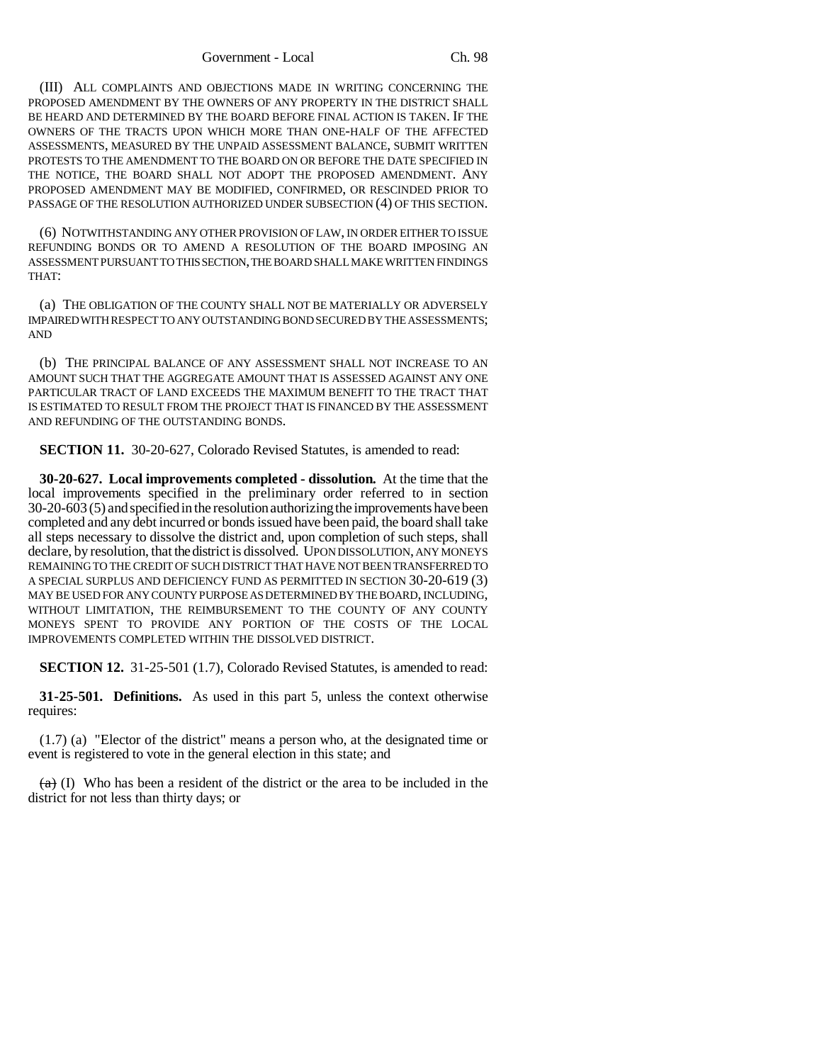(III) ALL COMPLAINTS AND OBJECTIONS MADE IN WRITING CONCERNING THE PROPOSED AMENDMENT BY THE OWNERS OF ANY PROPERTY IN THE DISTRICT SHALL BE HEARD AND DETERMINED BY THE BOARD BEFORE FINAL ACTION IS TAKEN. IF THE OWNERS OF THE TRACTS UPON WHICH MORE THAN ONE-HALF OF THE AFFECTED ASSESSMENTS, MEASURED BY THE UNPAID ASSESSMENT BALANCE, SUBMIT WRITTEN PROTESTS TO THE AMENDMENT TO THE BOARD ON OR BEFORE THE DATE SPECIFIED IN THE NOTICE, THE BOARD SHALL NOT ADOPT THE PROPOSED AMENDMENT. ANY PROPOSED AMENDMENT MAY BE MODIFIED, CONFIRMED, OR RESCINDED PRIOR TO PASSAGE OF THE RESOLUTION AUTHORIZED UNDER SUBSECTION (4) OF THIS SECTION.

(6) NOTWITHSTANDING ANY OTHER PROVISION OF LAW, IN ORDER EITHER TO ISSUE REFUNDING BONDS OR TO AMEND A RESOLUTION OF THE BOARD IMPOSING AN ASSESSMENT PURSUANT TO THIS SECTION, THE BOARD SHALL MAKE WRITTEN FINDINGS THAT:

(a) THE OBLIGATION OF THE COUNTY SHALL NOT BE MATERIALLY OR ADVERSELY IMPAIRED WITH RESPECT TO ANY OUTSTANDING BOND SECURED BY THE ASSESSMENTS; AND

(b) THE PRINCIPAL BALANCE OF ANY ASSESSMENT SHALL NOT INCREASE TO AN AMOUNT SUCH THAT THE AGGREGATE AMOUNT THAT IS ASSESSED AGAINST ANY ONE PARTICULAR TRACT OF LAND EXCEEDS THE MAXIMUM BENEFIT TO THE TRACT THAT IS ESTIMATED TO RESULT FROM THE PROJECT THAT IS FINANCED BY THE ASSESSMENT AND REFUNDING OF THE OUTSTANDING BONDS.

**SECTION 11.** 30-20-627, Colorado Revised Statutes, is amended to read:

**30-20-627. Local improvements completed - dissolution.** At the time that the local improvements specified in the preliminary order referred to in section 30-20-603 (5) and specified in the resolution authorizing the improvements have been completed and any debt incurred or bonds issued have been paid, the board shall take all steps necessary to dissolve the district and, upon completion of such steps, shall declare, by resolution, that the district is dissolved. UPON DISSOLUTION, ANY MONEYS REMAINING TO THE CREDIT OF SUCH DISTRICT THAT HAVE NOT BEEN TRANSFERRED TO A SPECIAL SURPLUS AND DEFICIENCY FUND AS PERMITTED IN SECTION 30-20-619 (3) MAY BE USED FOR ANY COUNTY PURPOSE AS DETERMINED BY THE BOARD, INCLUDING, WITHOUT LIMITATION, THE REIMBURSEMENT TO THE COUNTY OF ANY COUNTY MONEYS SPENT TO PROVIDE ANY PORTION OF THE COSTS OF THE LOCAL IMPROVEMENTS COMPLETED WITHIN THE DISSOLVED DISTRICT.

**SECTION 12.** 31-25-501 (1.7), Colorado Revised Statutes, is amended to read:

**31-25-501. Definitions.** As used in this part 5, unless the context otherwise requires:

(1.7) (a) "Elector of the district" means a person who, at the designated time or event is registered to vote in the general election in this state; and

~~(a)~~ (I) Who has been a resident of the district or the area to be included in the district for not less than thirty days; or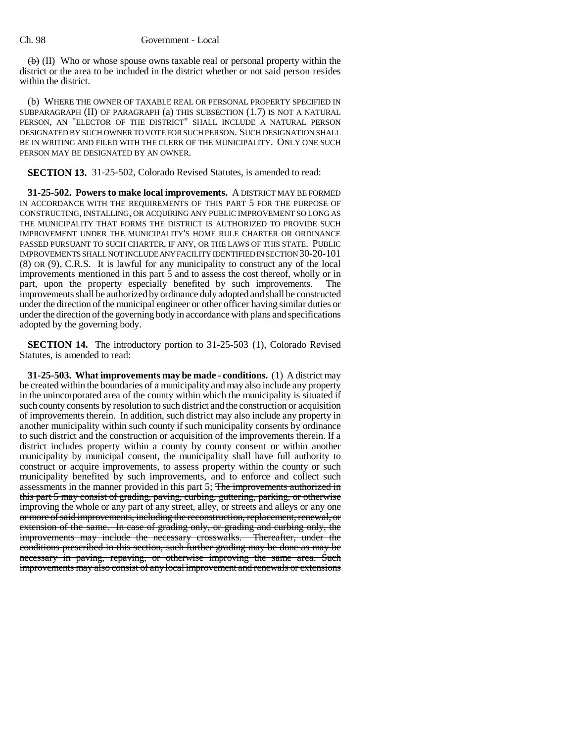~~(b)~~ (II) Who or whose spouse owns taxable real or personal property within the district or the area to be included in the district whether or not said person resides within the district.

(b) WHERE THE OWNER OF TAXABLE REAL OR PERSONAL PROPERTY SPECIFIED IN SUBPARAGRAPH (II) OF PARAGRAPH (a) THIS SUBSECTION (1.7) IS NOT A NATURAL PERSON, AN "ELECTOR OF THE DISTRICT" SHALL INCLUDE A NATURAL PERSON DESIGNATED BY SUCH OWNER TO VOTE FOR SUCH PERSON. SUCH DESIGNATION SHALL BE IN WRITING AND FILED WITH THE CLERK OF THE MUNICIPALITY. ONLY ONE SUCH PERSON MAY BE DESIGNATED BY AN OWNER.

**SECTION 13.** 31-25-502, Colorado Revised Statutes, is amended to read:

**31-25-502. Powers to make local improvements.** A DISTRICT MAY BE FORMED IN ACCORDANCE WITH THE REQUIREMENTS OF THIS PART 5 FOR THE PURPOSE OF CONSTRUCTING, INSTALLING, OR ACQUIRING ANY PUBLIC IMPROVEMENT SO LONG AS THE MUNICIPALITY THAT FORMS THE DISTRICT IS AUTHORIZED TO PROVIDE SUCH IMPROVEMENT UNDER THE MUNICIPALITY'S HOME RULE CHARTER OR ORDINANCE PASSED PURSUANT TO SUCH CHARTER, IF ANY, OR THE LAWS OF THIS STATE. PUBLIC IMPROVEMENTS SHALL NOT INCLUDE ANY FACILITY IDENTIFIED IN SECTION 30-20-101 (8) OR (9), C.R.S. It is lawful for any municipality to construct any of the local improvements mentioned in this part 5 and to assess the cost thereof, wholly or in part, upon the property especially benefited by such improvements. The improvements shall be authorized by ordinance duly adopted and shall be constructed under the direction of the municipal engineer or other officer having similar duties or under the direction of the governing body in accordance with plans and specifications adopted by the governing body.

**SECTION 14.** The introductory portion to 31-25-503 (1), Colorado Revised Statutes, is amended to read:

**31-25-503. What improvements may be made - conditions.** (1) A district may be created within the boundaries of a municipality and may also include any property in the unincorporated area of the county within which the municipality is situated if such county consents by resolution to such district and the construction or acquisition of improvements therein. In addition, such district may also include any property in another municipality within such county if such municipality consents by ordinance to such district and the construction or acquisition of the improvements therein. If a district includes property within a county by county consent or within another municipality by municipal consent, the municipality shall have full authority to construct or acquire improvements, to assess property within the county or such municipality benefited by such improvements, and to enforce and collect such assessments in the manner provided in this part 5; ~~The improvements authorized in this part 5 may consist of grading, paving, curbing, guttering, parking, or otherwise improving the whole or any part of any street, alley, or streets and alleys or any one or more of said improvements, including the reconstruction, replacement, renewal, or extension of the same. In case of grading only, or grading and curbing only, the improvements may include the necessary crosswalks. Thereafter, under the conditions prescribed in this section, such further grading may be done as may be necessary in paving, repaving, or otherwise improving the same area. Such improvements may also consist of any local improvement and renewals or extensions~~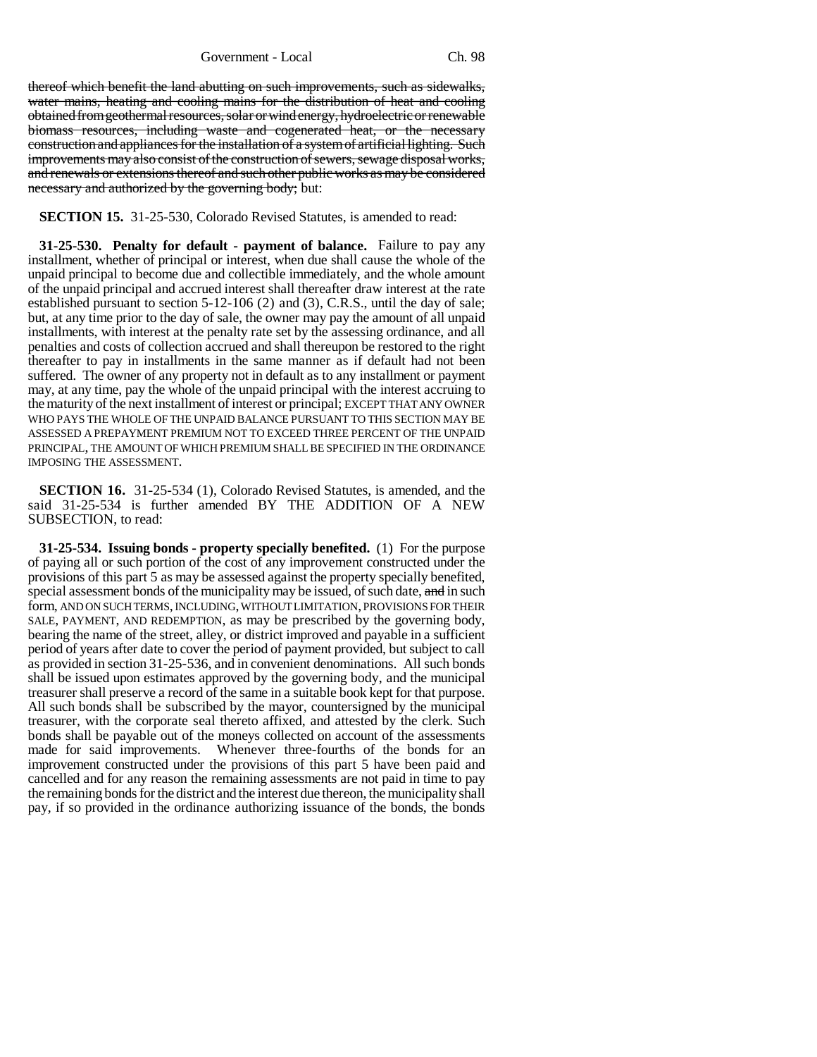~~thereof which benefit the land abutting on such improvements, such as sidewalks, water mains, heating and cooling mains for the distribution of heat and cooling obtained from geothermal resources, solar or wind energy, hydroelectric or renewable biomass resources, including waste and cogenerated heat, or the necessary construction and appliances for the installation of a system of artificial lighting. Such improvements may also consist of the construction of sewers, sewage disposal works, and renewals or extensions thereof and such other public works as may be considered necessary and authorized by the governing body;~~ but:

**SECTION 15.** 31-25-530, Colorado Revised Statutes, is amended to read:

**31-25-530. Penalty for default - payment of balance.** Failure to pay any installment, whether of principal or interest, when due shall cause the whole of the unpaid principal to become due and collectible immediately, and the whole amount of the unpaid principal and accrued interest shall thereafter draw interest at the rate established pursuant to section 5-12-106 (2) and (3), C.R.S., until the day of sale; but, at any time prior to the day of sale, the owner may pay the amount of all unpaid installments, with interest at the penalty rate set by the assessing ordinance, and all penalties and costs of collection accrued and shall thereupon be restored to the right thereafter to pay in installments in the same manner as if default had not been suffered. The owner of any property not in default as to any installment or payment may, at any time, pay the whole of the unpaid principal with the interest accruing to the maturity of the next installment of interest or principal; EXCEPT THAT ANY OWNER WHO PAYS THE WHOLE OF THE UNPAID BALANCE PURSUANT TO THIS SECTION MAY BE ASSESSED A PREPAYMENT PREMIUM NOT TO EXCEED THREE PERCENT OF THE UNPAID PRINCIPAL, THE AMOUNT OF WHICH PREMIUM SHALL BE SPECIFIED IN THE ORDINANCE IMPOSING THE ASSESSMENT.

**SECTION 16.** 31-25-534 (1), Colorado Revised Statutes, is amended, and the said 31-25-534 is further amended BY THE ADDITION OF A NEW SUBSECTION, to read:

**31-25-534. Issuing bonds - property specially benefited.** (1) For the purpose of paying all or such portion of the cost of any improvement constructed under the provisions of this part 5 as may be assessed against the property specially benefited, special assessment bonds of the municipality may be issued, of such date, ~~and~~ in such form, AND ON SUCH TERMS, INCLUDING, WITHOUT LIMITATION, PROVISIONS FOR THEIR SALE, PAYMENT, AND REDEMPTION, as may be prescribed by the governing body, bearing the name of the street, alley, or district improved and payable in a sufficient period of years after date to cover the period of payment provided, but subject to call as provided in section 31-25-536, and in convenient denominations. All such bonds shall be issued upon estimates approved by the governing body, and the municipal treasurer shall preserve a record of the same in a suitable book kept for that purpose. All such bonds shall be subscribed by the mayor, countersigned by the municipal treasurer, with the corporate seal thereto affixed, and attested by the clerk. Such bonds shall be payable out of the moneys collected on account of the assessments made for said improvements. Whenever three-fourths of the bonds for an improvement constructed under the provisions of this part 5 have been paid and cancelled and for any reason the remaining assessments are not paid in time to pay the remaining bonds for the district and the interest due thereon, the municipality shall pay, if so provided in the ordinance authorizing issuance of the bonds, the bonds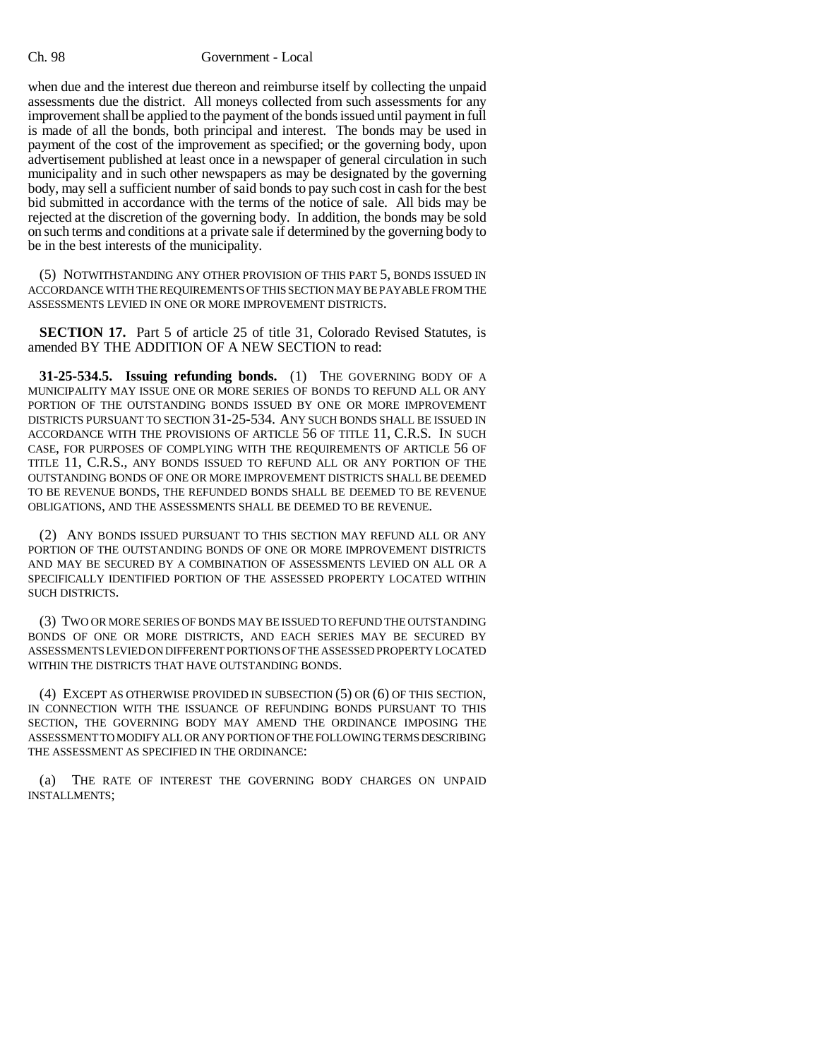when due and the interest due thereon and reimburse itself by collecting the unpaid assessments due the district. All moneys collected from such assessments for any improvement shall be applied to the payment of the bonds issued until payment in full is made of all the bonds, both principal and interest. The bonds may be used in payment of the cost of the improvement as specified; or the governing body, upon advertisement published at least once in a newspaper of general circulation in such municipality and in such other newspapers as may be designated by the governing body, may sell a sufficient number of said bonds to pay such cost in cash for the best bid submitted in accordance with the terms of the notice of sale. All bids may be rejected at the discretion of the governing body. In addition, the bonds may be sold on such terms and conditions at a private sale if determined by the governing body to be in the best interests of the municipality.

(5) NOTWITHSTANDING ANY OTHER PROVISION OF THIS PART 5, BONDS ISSUED IN ACCORDANCE WITH THE REQUIREMENTS OF THIS SECTION MAY BE PAYABLE FROM THE ASSESSMENTS LEVIED IN ONE OR MORE IMPROVEMENT DISTRICTS.

**SECTION 17.** Part 5 of article 25 of title 31, Colorado Revised Statutes, is amended BY THE ADDITION OF A NEW SECTION to read:

**31-25-534.5. Issuing refunding bonds.** (1) THE GOVERNING BODY OF A MUNICIPALITY MAY ISSUE ONE OR MORE SERIES OF BONDS TO REFUND ALL OR ANY PORTION OF THE OUTSTANDING BONDS ISSUED BY ONE OR MORE IMPROVEMENT DISTRICTS PURSUANT TO SECTION 31-25-534. ANY SUCH BONDS SHALL BE ISSUED IN ACCORDANCE WITH THE PROVISIONS OF ARTICLE 56 OF TITLE 11, C.R.S. IN SUCH CASE, FOR PURPOSES OF COMPLYING WITH THE REQUIREMENTS OF ARTICLE 56 OF TITLE 11, C.R.S., ANY BONDS ISSUED TO REFUND ALL OR ANY PORTION OF THE OUTSTANDING BONDS OF ONE OR MORE IMPROVEMENT DISTRICTS SHALL BE DEEMED TO BE REVENUE BONDS, THE REFUNDED BONDS SHALL BE DEEMED TO BE REVENUE OBLIGATIONS, AND THE ASSESSMENTS SHALL BE DEEMED TO BE REVENUE.

(2) ANY BONDS ISSUED PURSUANT TO THIS SECTION MAY REFUND ALL OR ANY PORTION OF THE OUTSTANDING BONDS OF ONE OR MORE IMPROVEMENT DISTRICTS AND MAY BE SECURED BY A COMBINATION OF ASSESSMENTS LEVIED ON ALL OR A SPECIFICALLY IDENTIFIED PORTION OF THE ASSESSED PROPERTY LOCATED WITHIN SUCH DISTRICTS.

(3) TWO OR MORE SERIES OF BONDS MAY BE ISSUED TO REFUND THE OUTSTANDING BONDS OF ONE OR MORE DISTRICTS, AND EACH SERIES MAY BE SECURED BY ASSESSMENTS LEVIED ON DIFFERENT PORTIONS OF THE ASSESSED PROPERTY LOCATED WITHIN THE DISTRICTS THAT HAVE OUTSTANDING BONDS.

(4) EXCEPT AS OTHERWISE PROVIDED IN SUBSECTION (5) OR (6) OF THIS SECTION, IN CONNECTION WITH THE ISSUANCE OF REFUNDING BONDS PURSUANT TO THIS SECTION, THE GOVERNING BODY MAY AMEND THE ORDINANCE IMPOSING THE ASSESSMENT TO MODIFY ALL OR ANY PORTION OF THE FOLLOWING TERMS DESCRIBING THE ASSESSMENT AS SPECIFIED IN THE ORDINANCE:

(a) THE RATE OF INTEREST THE GOVERNING BODY CHARGES ON UNPAID INSTALLMENTS;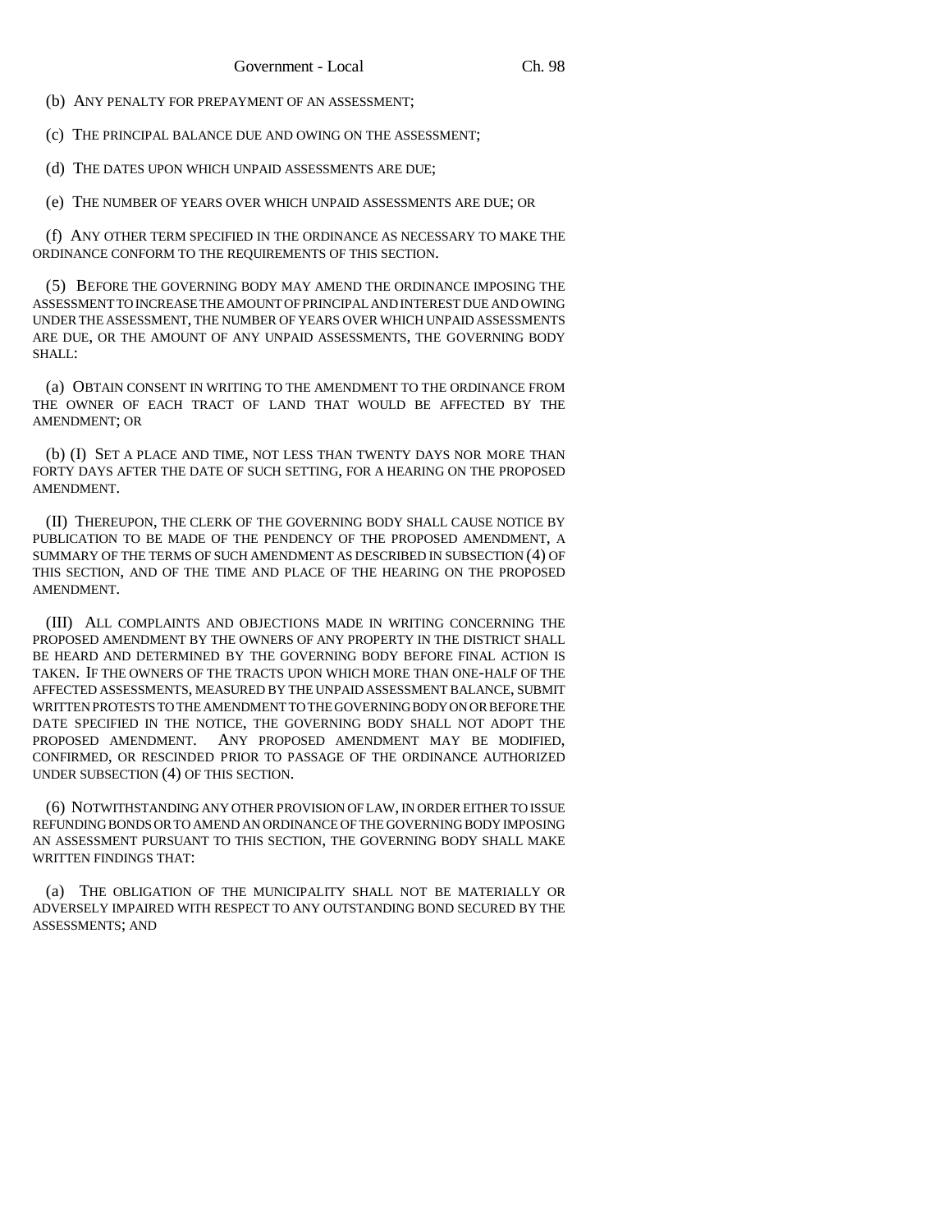(b) ANY PENALTY FOR PREPAYMENT OF AN ASSESSMENT;

(c) THE PRINCIPAL BALANCE DUE AND OWING ON THE ASSESSMENT;

(d) THE DATES UPON WHICH UNPAID ASSESSMENTS ARE DUE;

(e) THE NUMBER OF YEARS OVER WHICH UNPAID ASSESSMENTS ARE DUE; OR

(f) ANY OTHER TERM SPECIFIED IN THE ORDINANCE AS NECESSARY TO MAKE THE ORDINANCE CONFORM TO THE REQUIREMENTS OF THIS SECTION.

(5) BEFORE THE GOVERNING BODY MAY AMEND THE ORDINANCE IMPOSING THE ASSESSMENT TO INCREASE THE AMOUNT OF PRINCIPAL AND INTEREST DUE AND OWING UNDER THE ASSESSMENT, THE NUMBER OF YEARS OVER WHICH UNPAID ASSESSMENTS ARE DUE, OR THE AMOUNT OF ANY UNPAID ASSESSMENTS, THE GOVERNING BODY SHALL:

(a) OBTAIN CONSENT IN WRITING TO THE AMENDMENT TO THE ORDINANCE FROM THE OWNER OF EACH TRACT OF LAND THAT WOULD BE AFFECTED BY THE AMENDMENT; OR

(b) (I) SET A PLACE AND TIME, NOT LESS THAN TWENTY DAYS NOR MORE THAN FORTY DAYS AFTER THE DATE OF SUCH SETTING, FOR A HEARING ON THE PROPOSED AMENDMENT.

(II) THEREUPON, THE CLERK OF THE GOVERNING BODY SHALL CAUSE NOTICE BY PUBLICATION TO BE MADE OF THE PENDENCY OF THE PROPOSED AMENDMENT, A SUMMARY OF THE TERMS OF SUCH AMENDMENT AS DESCRIBED IN SUBSECTION (4) OF THIS SECTION, AND OF THE TIME AND PLACE OF THE HEARING ON THE PROPOSED AMENDMENT.

(III) ALL COMPLAINTS AND OBJECTIONS MADE IN WRITING CONCERNING THE PROPOSED AMENDMENT BY THE OWNERS OF ANY PROPERTY IN THE DISTRICT SHALL BE HEARD AND DETERMINED BY THE GOVERNING BODY BEFORE FINAL ACTION IS TAKEN. IF THE OWNERS OF THE TRACTS UPON WHICH MORE THAN ONE-HALF OF THE AFFECTED ASSESSMENTS, MEASURED BY THE UNPAID ASSESSMENT BALANCE, SUBMIT WRITTEN PROTESTS TO THE AMENDMENT TO THE GOVERNING BODY ON OR BEFORE THE DATE SPECIFIED IN THE NOTICE, THE GOVERNING BODY SHALL NOT ADOPT THE PROPOSED AMENDMENT. ANY PROPOSED AMENDMENT MAY BE MODIFIED, CONFIRMED, OR RESCINDED PRIOR TO PASSAGE OF THE ORDINANCE AUTHORIZED UNDER SUBSECTION (4) OF THIS SECTION.

(6) NOTWITHSTANDING ANY OTHER PROVISION OF LAW, IN ORDER EITHER TO ISSUE REFUNDING BONDS OR TO AMEND AN ORDINANCE OF THE GOVERNING BODY IMPOSING AN ASSESSMENT PURSUANT TO THIS SECTION, THE GOVERNING BODY SHALL MAKE WRITTEN FINDINGS THAT:

(a) THE OBLIGATION OF THE MUNICIPALITY SHALL NOT BE MATERIALLY OR ADVERSELY IMPAIRED WITH RESPECT TO ANY OUTSTANDING BOND SECURED BY THE ASSESSMENTS; AND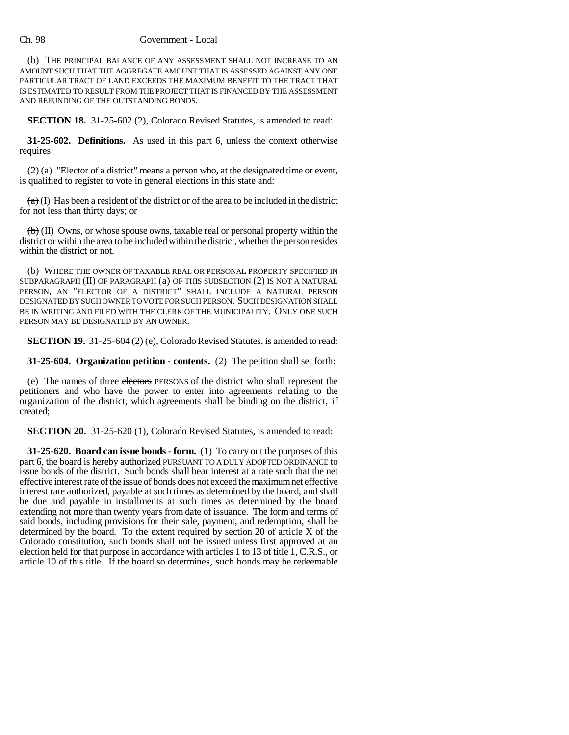(b) THE PRINCIPAL BALANCE OF ANY ASSESSMENT SHALL NOT INCREASE TO AN AMOUNT SUCH THAT THE AGGREGATE AMOUNT THAT IS ASSESSED AGAINST ANY ONE PARTICULAR TRACT OF LAND EXCEEDS THE MAXIMUM BENEFIT TO THE TRACT THAT IS ESTIMATED TO RESULT FROM THE PROJECT THAT IS FINANCED BY THE ASSESSMENT AND REFUNDING OF THE OUTSTANDING BONDS.

**SECTION 18.** 31-25-602 (2), Colorado Revised Statutes, is amended to read:

**31-25-602. Definitions.** As used in this part 6, unless the context otherwise requires:

(2) (a) "Elector of a district" means a person who, at the designated time or event, is qualified to register to vote in general elections in this state and:

~~(a)~~ (I) Has been a resident of the district or of the area to be included in the district for not less than thirty days; or

~~(b)~~ (II) Owns, or whose spouse owns, taxable real or personal property within the district or within the area to be included within the district, whether the person resides within the district or not.

(b) WHERE THE OWNER OF TAXABLE REAL OR PERSONAL PROPERTY SPECIFIED IN SUBPARAGRAPH (II) OF PARAGRAPH (a) OF THIS SUBSECTION (2) IS NOT A NATURAL PERSON, AN "ELECTOR OF A DISTRICT" SHALL INCLUDE A NATURAL PERSON DESIGNATED BY SUCH OWNER TO VOTE FOR SUCH PERSON. SUCH DESIGNATION SHALL BE IN WRITING AND FILED WITH THE CLERK OF THE MUNICIPALITY. ONLY ONE SUCH PERSON MAY BE DESIGNATED BY AN OWNER.

**SECTION 19.** 31-25-604 (2) (e), Colorado Revised Statutes, is amended to read:

**31-25-604. Organization petition - contents.** (2) The petition shall set forth:

(e) The names of three ~~electors~~ PERSONS of the district who shall represent the petitioners and who have the power to enter into agreements relating to the organization of the district, which agreements shall be binding on the district, if created;

**SECTION 20.** 31-25-620 (1), Colorado Revised Statutes, is amended to read:

**31-25-620. Board can issue bonds - form.** (1) To carry out the purposes of this part 6, the board is hereby authorized PURSUANT TO A DULY ADOPTED ORDINANCE to issue bonds of the district. Such bonds shall bear interest at a rate such that the net effective interest rate of the issue of bonds does not exceed the maximum net effective interest rate authorized, payable at such times as determined by the board, and shall be due and payable in installments at such times as determined by the board extending not more than twenty years from date of issuance. The form and terms of said bonds, including provisions for their sale, payment, and redemption, shall be determined by the board. To the extent required by section 20 of article X of the Colorado constitution, such bonds shall not be issued unless first approved at an election held for that purpose in accordance with articles 1 to 13 of title 1, C.R.S., or article 10 of this title. If the board so determines, such bonds may be redeemable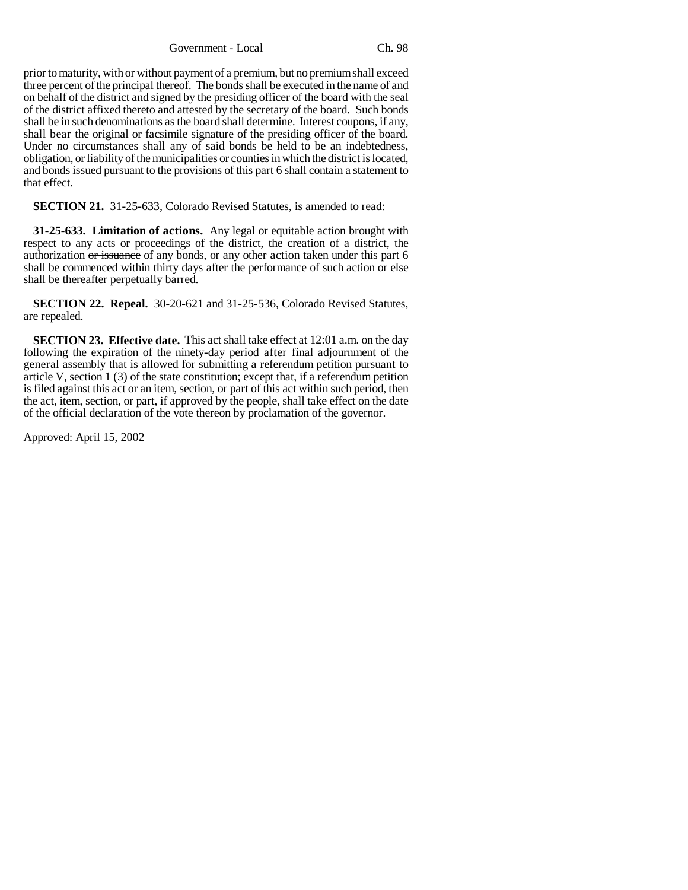prior to maturity, with or without payment of a premium, but no premium shall exceed three percent of the principal thereof. The bonds shall be executed in the name of and on behalf of the district and signed by the presiding officer of the board with the seal of the district affixed thereto and attested by the secretary of the board. Such bonds shall be in such denominations as the board shall determine. Interest coupons, if any, shall bear the original or facsimile signature of the presiding officer of the board. Under no circumstances shall any of said bonds be held to be an indebtedness, obligation, or liability of the municipalities or counties in which the district is located, and bonds issued pursuant to the provisions of this part 6 shall contain a statement to that effect.

**SECTION 21.** 31-25-633, Colorado Revised Statutes, is amended to read:

**31-25-633. Limitation of actions.** Any legal or equitable action brought with respect to any acts or proceedings of the district, the creation of a district, the authorization ~~or issuance~~ of any bonds, or any other action taken under this part 6 shall be commenced within thirty days after the performance of such action or else shall be thereafter perpetually barred.

**SECTION 22. Repeal.** 30-20-621 and 31-25-536, Colorado Revised Statutes, are repealed.

**SECTION 23. Effective date.** This act shall take effect at 12:01 a.m. on the day following the expiration of the ninety-day period after final adjournment of the general assembly that is allowed for submitting a referendum petition pursuant to article V, section 1 (3) of the state constitution; except that, if a referendum petition is filed against this act or an item, section, or part of this act within such period, then the act, item, section, or part, if approved by the people, shall take effect on the date of the official declaration of the vote thereon by proclamation of the governor.

Approved: April 15, 2002